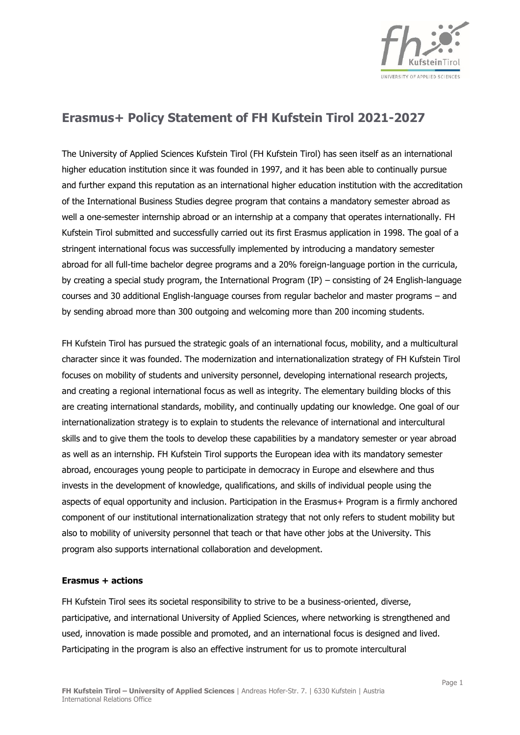# Erasmus+ Policy Statement of FH Kufstein Tirol 2021-2027

The University of Applied Sciences Kufstein Tirol (FH Kufstein Tirol) has seen itself as an international higher education institution since it was founded in 1997, and it has been able to continually pursue and further expand this reputation as an international higher education institution with the accreditation of the International Business Studies degree program that contains a mandatory semester abroad as well a one-semester internship abroad or an internship at a company that operates internationally. FH Kufstein Tirol submitted and successfully carried out its first Erasmus application in 1998. The goal of a stringent international focus was successfully implemented by introducing a mandatory semester abroad for all full-time bachelor degree programs and a 20% foreign-language portion in the curricula, by creating a special study program, the International Program (IP) – consisting of 24 English-language courses and 30 additional English-language courses from regular bachelor and master programs – and by sending abroad more than 300 outgoing and welcoming more than 200 incoming students.

FH Kufstein Tirol has pursued the strategic goals of an international focus, mobility, and a multicultural character since it was founded. The modernization and internationalization strategy of FH Kufstein Tirol focuses on mobility of students and university personnel, developing international research projects, and creating a regional international focus as well as integrity. The elementary building blocks of this are creating international standards, mobility, and continually updating our knowledge. One goal of our internationalization strategy is to explain to students the relevance of international and intercultural skills and to give them the tools to develop these capabilities by a mandatory semester or year abroad as well as an internship. FH Kufstein Tirol supports the European idea with its mandatory semester abroad, encourages young people to participate in democracy in Europe and elsewhere and thus invests in the development of knowledge, qualifications, and skills of individual people using the aspects of equal opportunity and inclusion. Participation in the Erasmus+ Program is a firmly anchored component of our institutional internationalization strategy that not only refers to student mobility but also to mobility of university personnel that teach or that have other jobs at the University. This program also supports international collaboration and development.

**Erasmus + actions**

FH Kufstein Tirol sees its societal responsibility to strive to be a business-oriented, diverse, participative, and international University of Applied Sciences, where networking is strengthened and used, innovation is made possible and promoted, and an international focus is designed and lived. Participating in the program is also an effective instrument for us to promote intercultural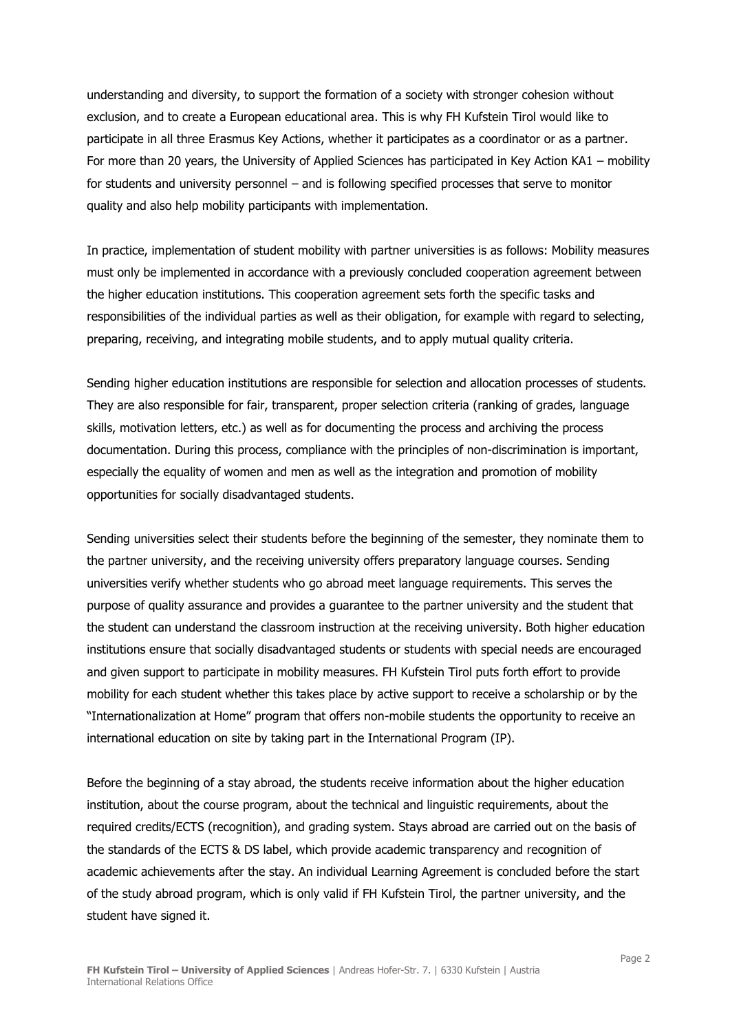understanding and diversity, to support the formation of a society with stronger cohesion without exclusion, and to create a European educational area. This is why FH Kufstein Tirol would like to participate in all three Erasmus Key Actions, whether it participates as a coordinator or as a partner. For more than 20 years, the University of Applied Sciences has participated in Key Action KA1 – mobility for students and university personnel – and is following specified processes that serve to monitor quality and also help mobility participants with implementation.

In practice, implementation of student mobility with partner universities is as follows: Mobility measures must only be implemented in accordance with a previously concluded cooperation agreement between the higher education institutions. This cooperation agreement sets forth the specific tasks and responsibilities of the individual parties as well as their obligation, for example with regard to selecting, preparing, receiving, and integrating mobile students, and to apply mutual quality criteria.

Sending higher education institutions are responsible for selection and allocation processes of students. They are also responsible for fair, transparent, proper selection criteria (ranking of grades, language skills, motivation letters, etc.) as well as for documenting the process and archiving the process documentation. During this process, compliance with the principles of non-discrimination is important, especially the equality of women and men as well as the integration and promotion of mobility opportunities for socially disadvantaged students.

Sending universities select their students before the beginning of the semester, they nominate them to the partner university, and the receiving university offers preparatory language courses. Sending universities verify whether students who go abroad meet language requirements. This serves the purpose of quality assurance and provides a guarantee to the partner university and the student that the student can understand the classroom instruction at the receiving university. Both higher education institutions ensure that socially disadvantaged students or students with special needs are encouraged and given support to participate in mobility measures. FH Kufstein Tirol puts forth effort to provide mobility for each student whether this takes place by active support to receive a scholarship or by the "Internationalization at Home" program that offers non-mobile students the opportunity to receive an international education on site by taking part in the International Program (IP).

Before the beginning of a stay abroad, the students receive information about the higher education institution, about the course program, about the technical and linguistic requirements, about the required credits/ECTS (recognition), and grading system. Stays abroad are carried out on the basis of the standards of the ECTS & DS label, which provide academic transparency and recognition of academic achievements after the stay. An individual Learning Agreement is concluded before the start of the study abroad program, which is only valid if FH Kufstein Tirol, the partner university, and the student have signed it.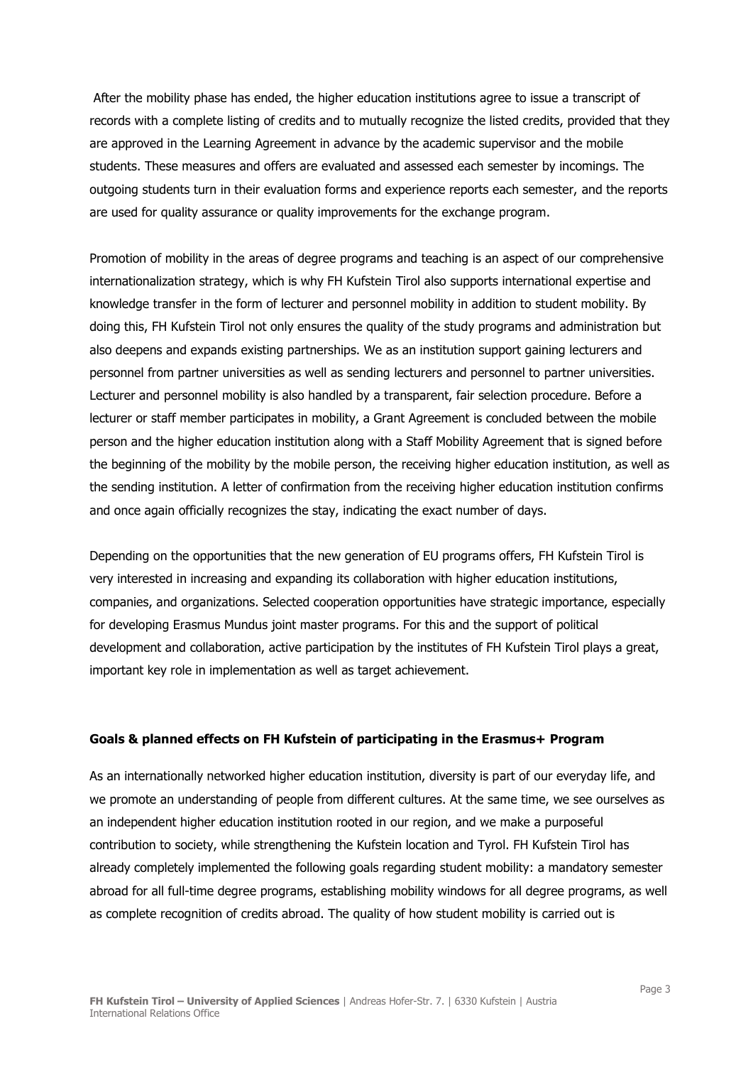After the mobility phase has ended, the higher education institutions agree to issue a transcript of records with a complete listing of credits and to mutually recognize the listed credits, provided that they are approved in the Learning Agreement in advance by the academic supervisor and the mobile students. These measures and offers are evaluated and assessed each semester by incomings. The outgoing students turn in their evaluation forms and experience reports each semester, and the reports are used for quality assurance or quality improvements for the exchange program.

Promotion of mobility in the areas of degree programs and teaching is an aspect of our comprehensive internationalization strategy, which is why FH Kufstein Tirol also supports international expertise and knowledge transfer in the form of lecturer and personnel mobility in addition to student mobility. By doing this, FH Kufstein Tirol not only ensures the quality of the study programs and administration but also deepens and expands existing partnerships. We as an institution support gaining lecturers and personnel from partner universities as well as sending lecturers and personnel to partner universities. Lecturer and personnel mobility is also handled by a transparent, fair selection procedure. Before a lecturer or staff member participates in mobility, a Grant Agreement is concluded between the mobile person and the higher education institution along with a Staff Mobility Agreement that is signed before the beginning of the mobility by the mobile person, the receiving higher education institution, as well as the sending institution. A letter of confirmation from the receiving higher education institution confirms and once again officially recognizes the stay, indicating the exact number of days.

Depending on the opportunities that the new generation of EU programs offers, FH Kufstein Tirol is very interested in increasing and expanding its collaboration with higher education institutions, companies, and organizations. Selected cooperation opportunities have strategic importance, especially for developing Erasmus Mundus joint master programs. For this and the support of political development and collaboration, active participation by the institutes of FH Kufstein Tirol plays a great, important key role in implementation as well as target achievement.

**Goals & planned effects on FH Kufstein of participating in the Erasmus+ Program**

As an internationally networked higher education institution, diversity is part of our everyday life, and we promote an understanding of people from different cultures. At the same time, we see ourselves as an independent higher education institution rooted in our region, and we make a purposeful contribution to society, while strengthening the Kufstein location and Tyrol. FH Kufstein Tirol has already completely implemented the following goals regarding student mobility: a mandatory semester abroad for all full-time degree programs, establishing mobility windows for all degree programs, as well as complete recognition of credits abroad. The quality of how student mobility is carried out is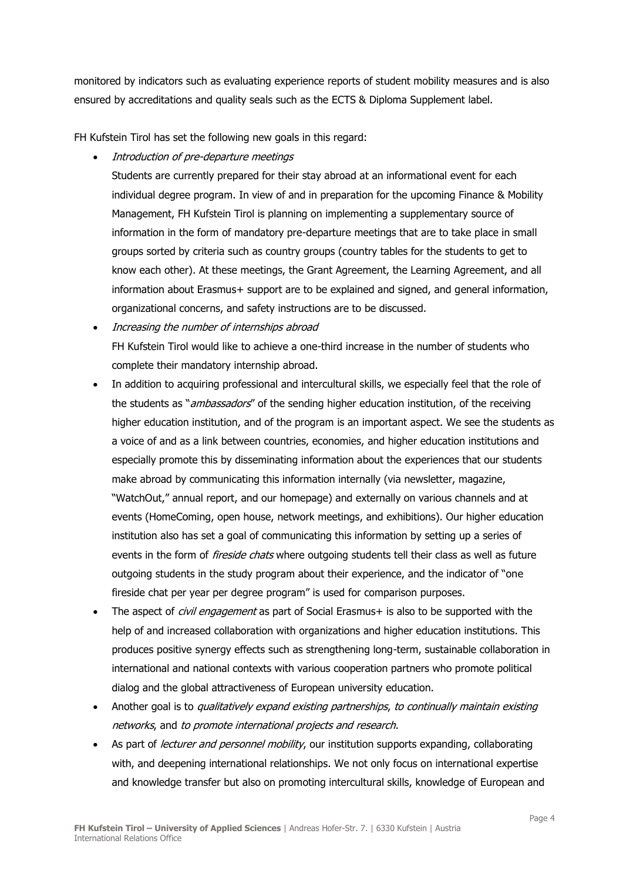monitored by indicators such as evaluating experience reports of student mobility measures and is also ensured by accreditations and quality seals such as the ECTS & Diploma Supplement label.

FH Kufstein Tirol has set the following new goals in this regard:

- *Introduction of pre-departure meetings*
  Students are currently prepared for their stay abroad at an informational event for each individual degree program. In view of and in preparation for the upcoming Finance & Mobility Management, FH Kufstein Tirol is planning on implementing a supplementary source of information in the form of mandatory pre-departure meetings that are to take place in small groups sorted by criteria such as country groups (country tables for the students to get to know each other). At these meetings, the Grant Agreement, the Learning Agreement, and all information about Erasmus+ support are to be explained and signed, and general information, organizational concerns, and safety instructions are to be discussed.
- *Increasing the number of internships abroad*
  FH Kufstein Tirol would like to achieve a one-third increase in the number of students who complete their mandatory internship abroad.
- In addition to acquiring professional and intercultural skills, we especially feel that the role of the students as "*ambassadors*" of the sending higher education institution, of the receiving higher education institution, and of the program is an important aspect. We see the students as a voice of and as a link between countries, economies, and higher education institutions and especially promote this by disseminating information about the experiences that our students make abroad by communicating this information internally (via newsletter, magazine, "WatchOut," annual report, and our homepage) and externally on various channels and at events (HomeComing, open house, network meetings, and exhibitions). Our higher education institution also has set a goal of communicating this information by setting up a series of events in the form of *fireside chats* where outgoing students tell their class as well as future outgoing students in the study program about their experience, and the indicator of "one fireside chat per year per degree program" is used for comparison purposes.
- The aspect of *civil engagement* as part of Social Erasmus+ is also to be supported with the help of and increased collaboration with organizations and higher education institutions. This produces positive synergy effects such as strengthening long-term, sustainable collaboration in international and national contexts with various cooperation partners who promote political dialog and the global attractiveness of European university education.
- Another goal is to *qualitatively expand existing partnerships*, *to continually maintain existing networks*, and *to promote international projects and research*.
- As part of *lecturer and personnel mobility*, our institution supports expanding, collaborating with, and deepening international relationships. We not only focus on international expertise and knowledge transfer but also on promoting intercultural skills, knowledge of European and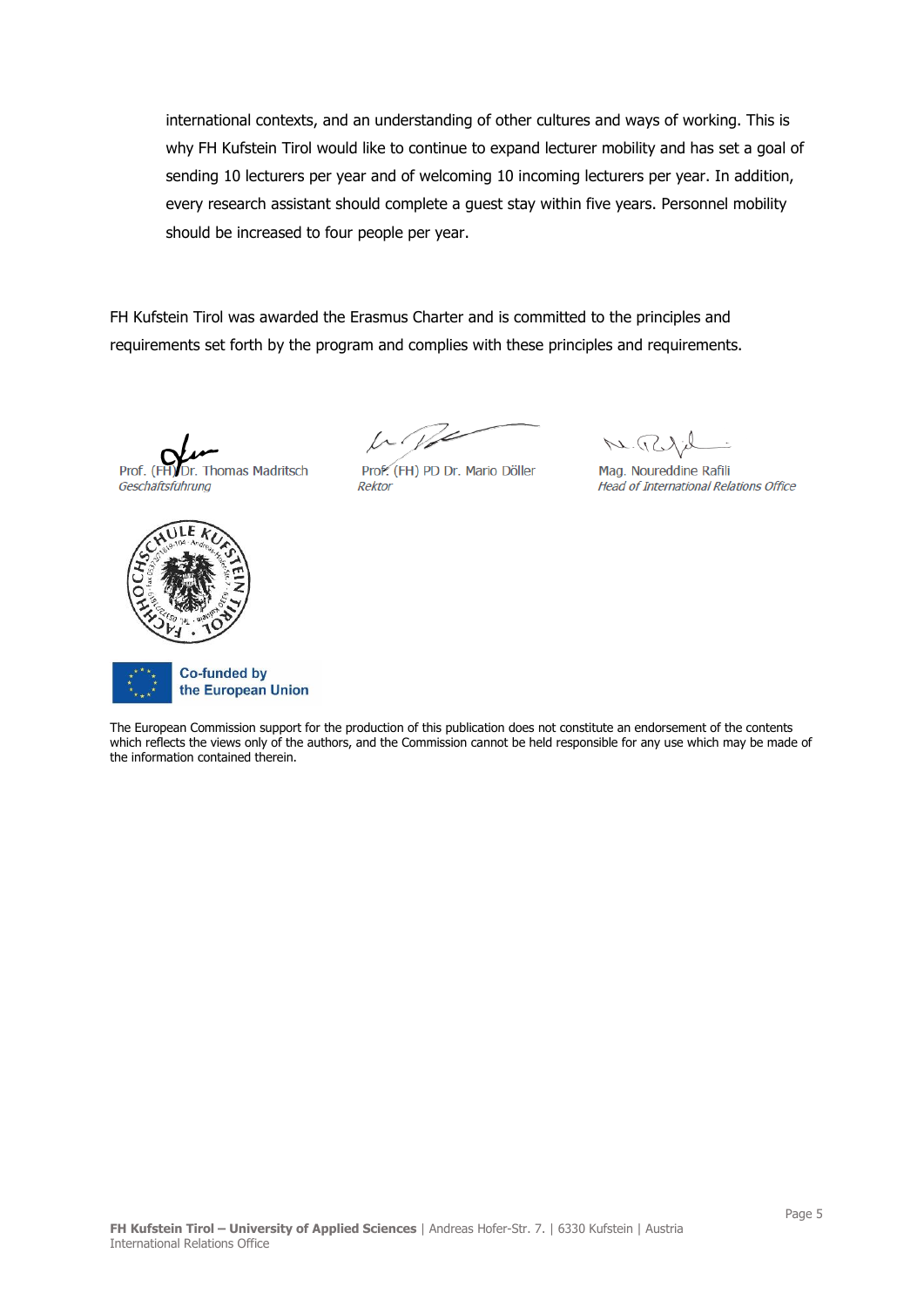international contexts, and an understanding of other cultures and ways of working. This is why FH Kufstein Tirol would like to continue to expand lecturer mobility and has set a goal of sending 10 lecturers per year and of welcoming 10 incoming lecturers per year. In addition, every research assistant should complete a guest stay within five years. Personnel mobility should be increased to four people per year.

FH Kufstein Tirol was awarded the Erasmus Charter and is committed to the principles and requirements set forth by the program and complies with these principles and requirements.

Prof. (FH) Dr. Thomas Madritsch
*Geschäftsführung*

Prof. (FH) PD Dr. Mario Döller
*Rektor*

Mag. Noureddine Rafili
*Head of International Relations Office*

Co-funded by the European Union

The European Commission support for the production of this publication does not constitute an endorsement of the contents which reflects the views only of the authors, and the Commission cannot be held responsible for any use which may be made of the information contained therein.